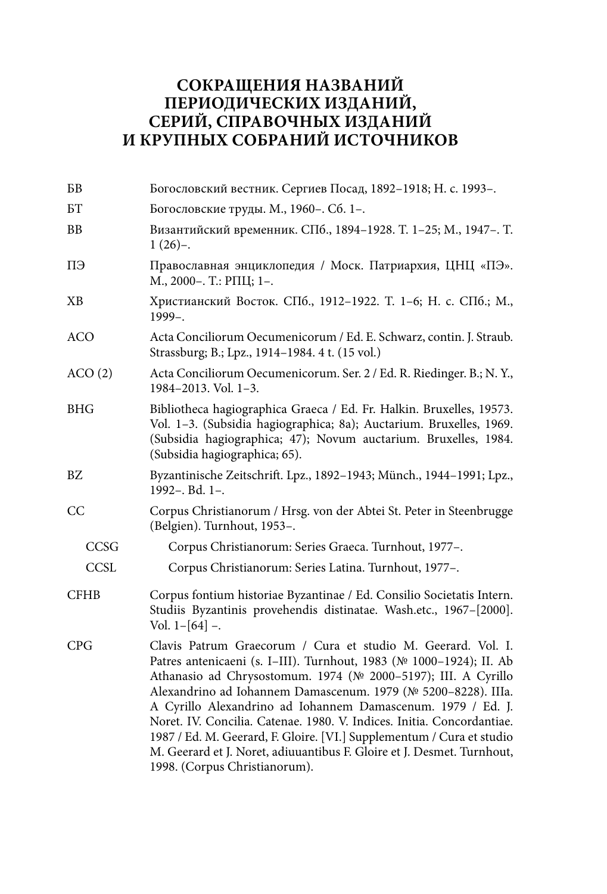# СОКРАЩЕНИЯ НАЗВАНИЙ ПЕРИОДИЧЕСКИХ ИЗДАНИЙ, СЕРИЙ, СПРАВОЧНЫХ ИЗДАНИЙ И КРУПНЫХ СОБРАНИЙ ИСТОЧНИКОВ

| | |
|---|---|
| БВ | Богословский вестник. Сергиев Посад, 1892–1918; Н. с. 1993–. |
| БТ | Богословские труды. М., 1960–. Сб. 1–. |
| ВВ | Византийский временник. СПб., 1894–1928. Т. 1–25; М., 1947–. Т. 1 (26)–. |
| ПЭ | Православная энциклопедия / Моск. Патриархия, ЦНЦ «ПЭ». М., 2000–. Т.: РПЦ; 1–. |
| ХВ | Христианский Восток. СПб., 1912–1922. Т. 1–6; Н. с. СПб.; М., 1999–. |
| ACO | Acta Conciliorum Oecumenicorum / Ed. E. Schwarz, contin. J. Straub. Strassburg; B.; Lpz., 1914–1984. 4 t. (15 vol.) |
| ACO (2) | Acta Conciliorum Oecumenicorum. Ser. 2 / Ed. R. Riedinger. B.; N. Y., 1984–2013. Vol. 1–3. |
| BHG | Bibliotheca hagiographica Graeca / Ed. Fr. Halkin. Bruxelles, 19573. Vol. 1–3. (Subsidia hagiographica; 8a); Auctarium. Bruxelles, 1969. (Subsidia hagiographica; 47); Novum auctarium. Bruxelles, 1984. (Subsidia hagiographica; 65). |
| BZ | Byzantinische Zeitschrift. Lpz., 1892–1943; Münch., 1944–1991; Lpz., 1992–. Bd. 1–. |
| CC | Corpus Christianorum / Hrsg. von der Abtei St. Peter in Steenbrugge (Belgien). Turnhout, 1953–. |
| CCSG | Corpus Christianorum: Series Graeca. Turnhout, 1977–. |
| CCSL | Corpus Christianorum: Series Latina. Turnhout, 1977–. |
| CFHB | Corpus fontium historiae Byzantinae / Ed. Consilio Societatis Intern. Studiis Byzantinis provehendis distinatae. Wash.etc., 1967–[2000]. Vol. 1–[64] –. |
| CPG | Clavis Patrum Graecorum / Cura et studio M. Geerard. Vol. I. Patres antenicaeni (s. I–III). Turnhout, 1983 (№ 1000–1924); II. Ab Athanasio ad Chrysostomum. 1974 (№ 2000–5197); III. A Cyrillo Alexandrino ad Iohannem Damascenum. 1979 (№ 5200–8228). IIIa. A Cyrillo Alexandrino ad Iohannem Damascenum. 1979 / Ed. J. Noret. IV. Concilia. Catenae. 1980. V. Indices. Initia. Concordantiae. 1987 / Ed. M. Geerard, F. Gloire. [VI.] Supplementum / Cura et studio M. Geerard et J. Noret, adiuuantibus F. Gloire et J. Desmet. Turnhout, 1998. (Corpus Christianorum). |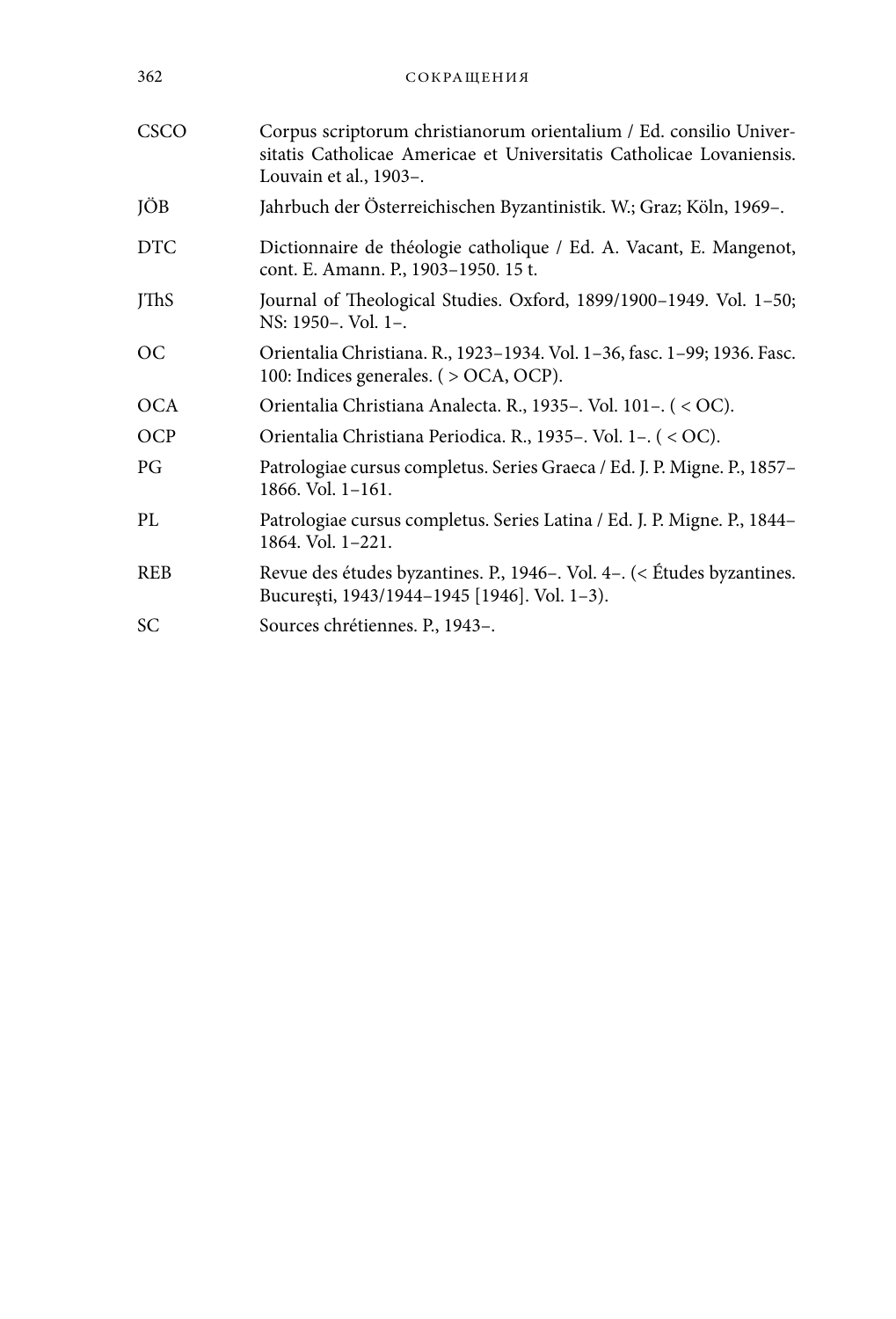| | |
|---|---|
| CSCO | Corpus scriptorum christianorum orientalium / Ed. consilio Universitatis Catholicae Americae et Universitatis Catholicae Lovaniensis. Louvain et al., 1903–. |
| JÖB | Jahrbuch der Österreichischen Byzantinistik. W.; Graz; Köln, 1969–. |
| DTC | Dictionnaire de théologie catholique / Ed. A. Vacant, E. Mangenot, cont. E. Amann. P., 1903–1950. 15 t. |
| JThS | Journal of Theological Studies. Oxford, 1899/1900–1949. Vol. 1–50; NS: 1950–. Vol. 1–. |
| OC | Orientalia Christiana. R., 1923–1934. Vol. 1–36, fasc. 1–99; 1936. Fasc. 100: Indices generales. ( > OCA, OCP). |
| OCA | Orientalia Christiana Analecta. R., 1935–. Vol. 101–. ( < OC). |
| OCP | Orientalia Christiana Periodica. R., 1935–. Vol. 1–. ( < OC). |
| PG | Patrologiae cursus completus. Series Graeca / Ed. J. P. Migne. P., 1857–1866. Vol. 1–161. |
| PL | Patrologiae cursus completus. Series Latina / Ed. J. P. Migne. P., 1844–1864. Vol. 1–221. |
| REB | Revue des études byzantines. P., 1946–. Vol. 4–. (< Études byzantines. București, 1943/1944–1945 [1946]. Vol. 1–3). |
| SC | Sources chrétiennes. P., 1943–. |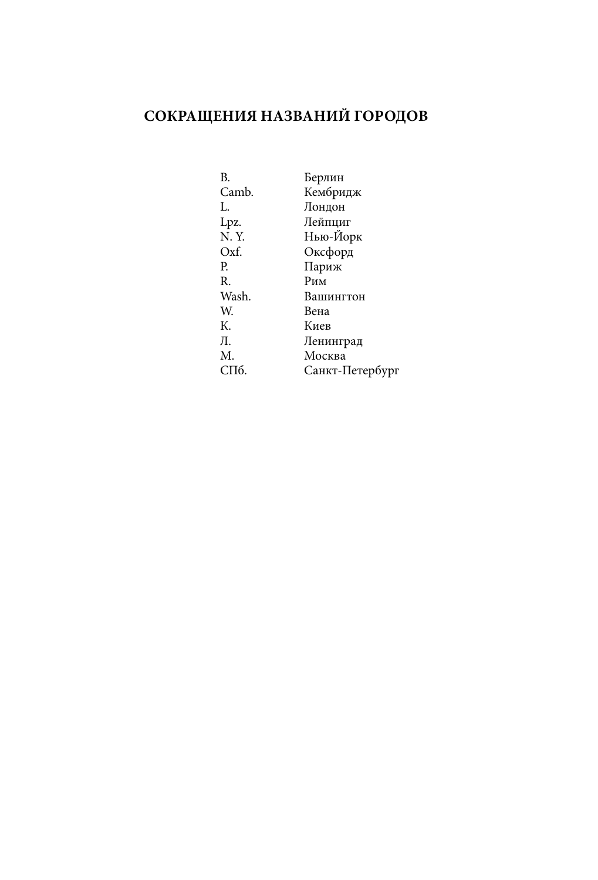## СОКРАЩЕНИЯ НАЗВАНИЙ ГОРОДОВ

| | |
|---|---|
| B. | Берлин |
| Camb. | Кембридж |
| L. | Лондон |
| Lpz. | Лейпциг |
| N. Y. | Нью-Йорк |
| Oxf. | Оксфорд |
| P. | Париж |
| R. | Рим |
| Wash. | Вашингтон |
| W. | Вена |
| К. | Киев |
| Л. | Ленинград |
| М. | Москва |
| СПб. | Санкт-Петербург |